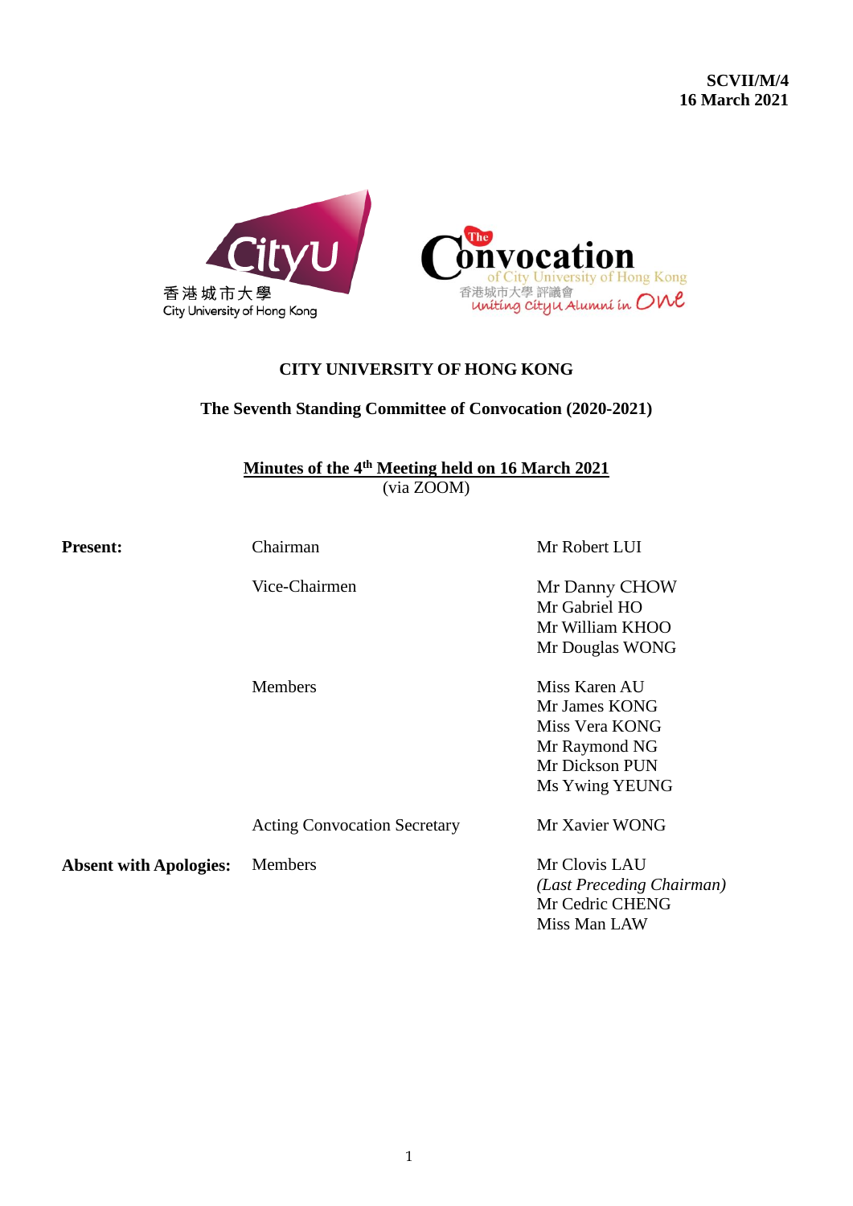**SCVII/M/4**
**16 March 2021**

# CITY UNIVERSITY OF HONG KONG

## The Seventh Standing Committee of Convocation (2020-2021)

### Minutes of the 4th Meeting held on 16 March 2021
(via ZOOM)

| | | |
|---|---|---|
| **Present:** | Chairman | Mr Robert LUI |
| | Vice-Chairmen | Mr Danny CHOW<br>Mr Gabriel HO<br>Mr William KHOO<br>Mr Douglas WONG |
| | Members | Miss Karen AU<br>Mr James KONG<br>Miss Vera KONG<br>Mr Raymond NG<br>Mr Dickson PUN<br>Ms Ywing YEUNG |
| | Acting Convocation Secretary | Mr Xavier WONG |
| **Absent with Apologies:** | Members | Mr Clovis LAU<br>*(Last Preceding Chairman)*<br>Mr Cedric CHENG<br>Miss Man LAW |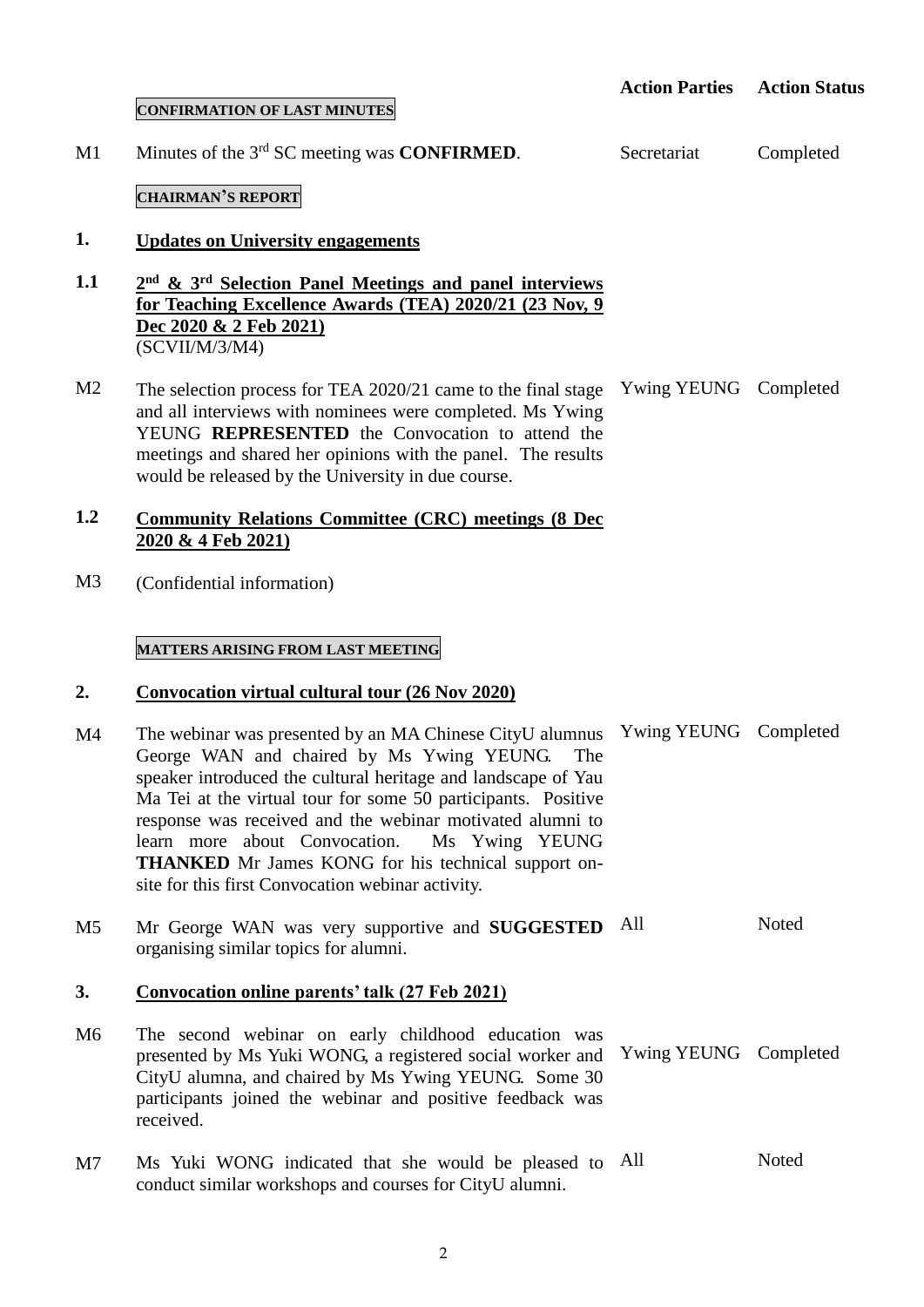| | | Action Parties | Action Status |
|---|---|---|---|
| | **CONFIRMATION OF LAST MINUTES** | | |
| M1 | Minutes of the 3rd SC meeting was **CONFIRMED**. | Secretariat | Completed |
| | **CHAIRMAN'S REPORT** | | |
| **1.** | **Updates on University engagements** | | |
| **1.1** | **2nd & 3rd Selection Panel Meetings and panel interviews for Teaching Excellence Awards (TEA) 2020/21 (23 Nov, 9 Dec 2020 & 2 Feb 2021)** (SCVII/M/3/M4) | | |
| M2 | The selection process for TEA 2020/21 came to the final stage and all interviews with nominees were completed. Ms Ywing YEUNG **REPRESENTED** the Convocation to attend the meetings and shared her opinions with the panel. The results would be released by the University in due course. | Ywing YEUNG | Completed |
| **1.2** | **Community Relations Committee (CRC) meetings (8 Dec 2020 & 4 Feb 2021)** | | |
| M3 | (Confidential information) | | |
| | **MATTERS ARISING FROM LAST MEETING** | | |
| **2.** | **Convocation virtual cultural tour (26 Nov 2020)** | | |
| M4 | The webinar was presented by an MA Chinese CityU alumnus George WAN and chaired by Ms Ywing YEUNG. The speaker introduced the cultural heritage and landscape of Yau Ma Tei at the virtual tour for some 50 participants. Positive response was received and the webinar motivated alumni to learn more about Convocation. Ms Ywing YEUNG **THANKED** Mr James KONG for his technical support on-site for this first Convocation webinar activity. | Ywing YEUNG | Completed |
| M5 | Mr George WAN was very supportive and **SUGGESTED** organising similar topics for alumni. | All | Noted |
| **3.** | **Convocation online parents' talk (27 Feb 2021)** | | |
| M6 | The second webinar on early childhood education was presented by Ms Yuki WONG, a registered social worker and CityU alumna, and chaired by Ms Ywing YEUNG. Some 30 participants joined the webinar and positive feedback was received. | Ywing YEUNG | Completed |
| M7 | Ms Yuki WONG indicated that she would be pleased to conduct similar workshops and courses for CityU alumni. | All | Noted |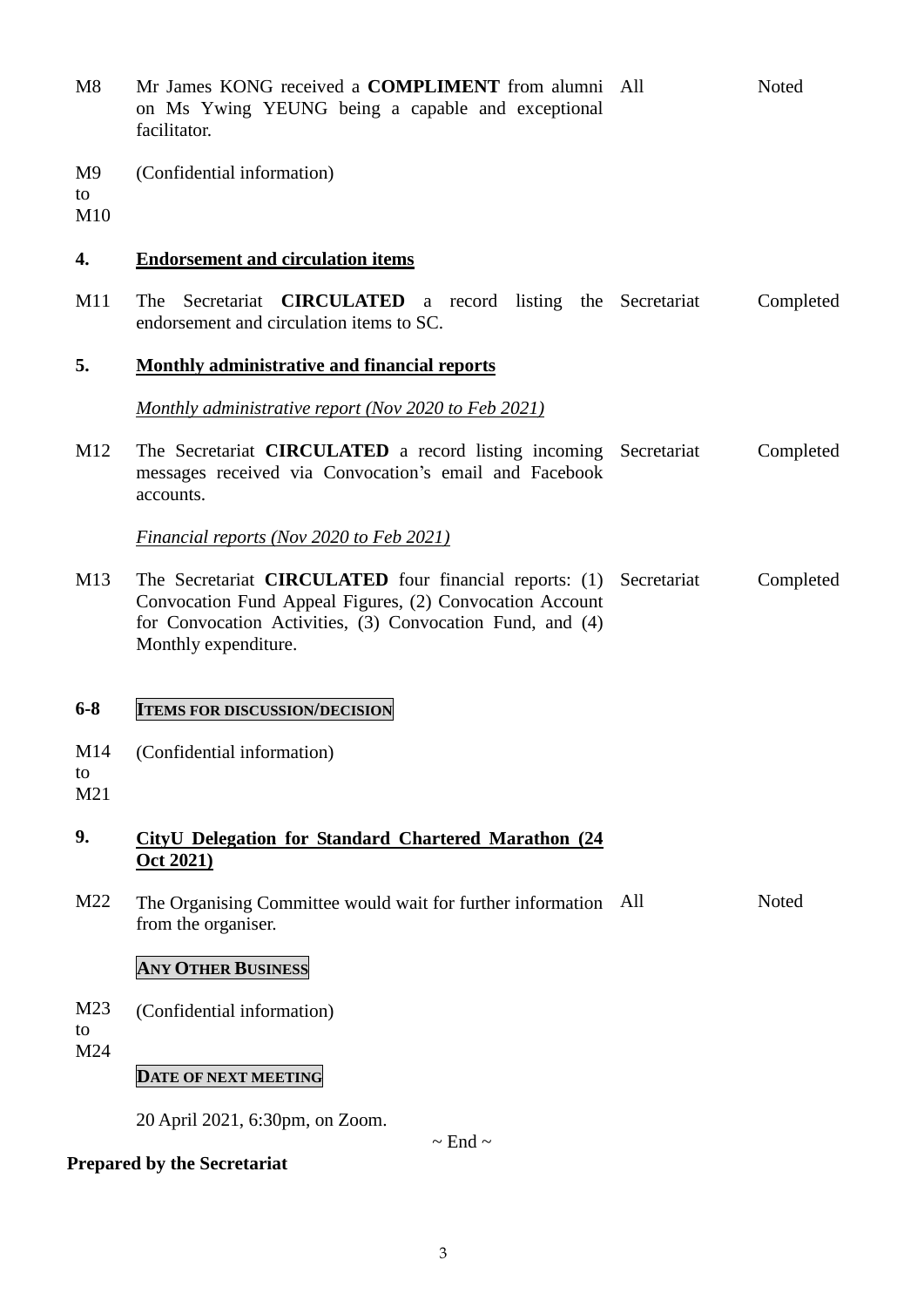| | | | |
|---|---|---|---|
| M8 | Mr James KONG received a **COMPLIMENT** from alumni on Ms Ywing YEUNG being a capable and exceptional facilitator. | All | Noted |
| M9 to M10 | (Confidential information) | | |
| **4.** | **Endorsement and circulation items** | | |
| M11 | The Secretariat **CIRCULATED** a record listing the endorsement and circulation items to SC. | Secretariat | Completed |
| **5.** | **Monthly administrative and financial reports** | | |
| | *Monthly administrative report (Nov 2020 to Feb 2021)* | | |
| M12 | The Secretariat **CIRCULATED** a record listing incoming messages received via Convocation's email and Facebook accounts. | Secretariat | Completed |
| | *Financial reports (Nov 2020 to Feb 2021)* | | |
| M13 | The Secretariat **CIRCULATED** four financial reports: (1) Convocation Fund Appeal Figures, (2) Convocation Account for Convocation Activities, (3) Convocation Fund, and (4) Monthly expenditure. | Secretariat | Completed |
| **6-8** | **ITEMS FOR DISCUSSION/DECISION** | | |
| M14 to M21 | (Confidential information) | | |
| **9.** | **CityU Delegation for Standard Chartered Marathon (24 Oct 2021)** | | |
| M22 | The Organising Committee would wait for further information from the organiser. | All | Noted |
| | **ANY OTHER BUSINESS** | | |
| M23 to M24 | (Confidential information) | | |
| | **DATE OF NEXT MEETING** | | |
| | 20 April 2021, 6:30pm, on Zoom. | | |

~ End ~

**Prepared by the Secretariat**